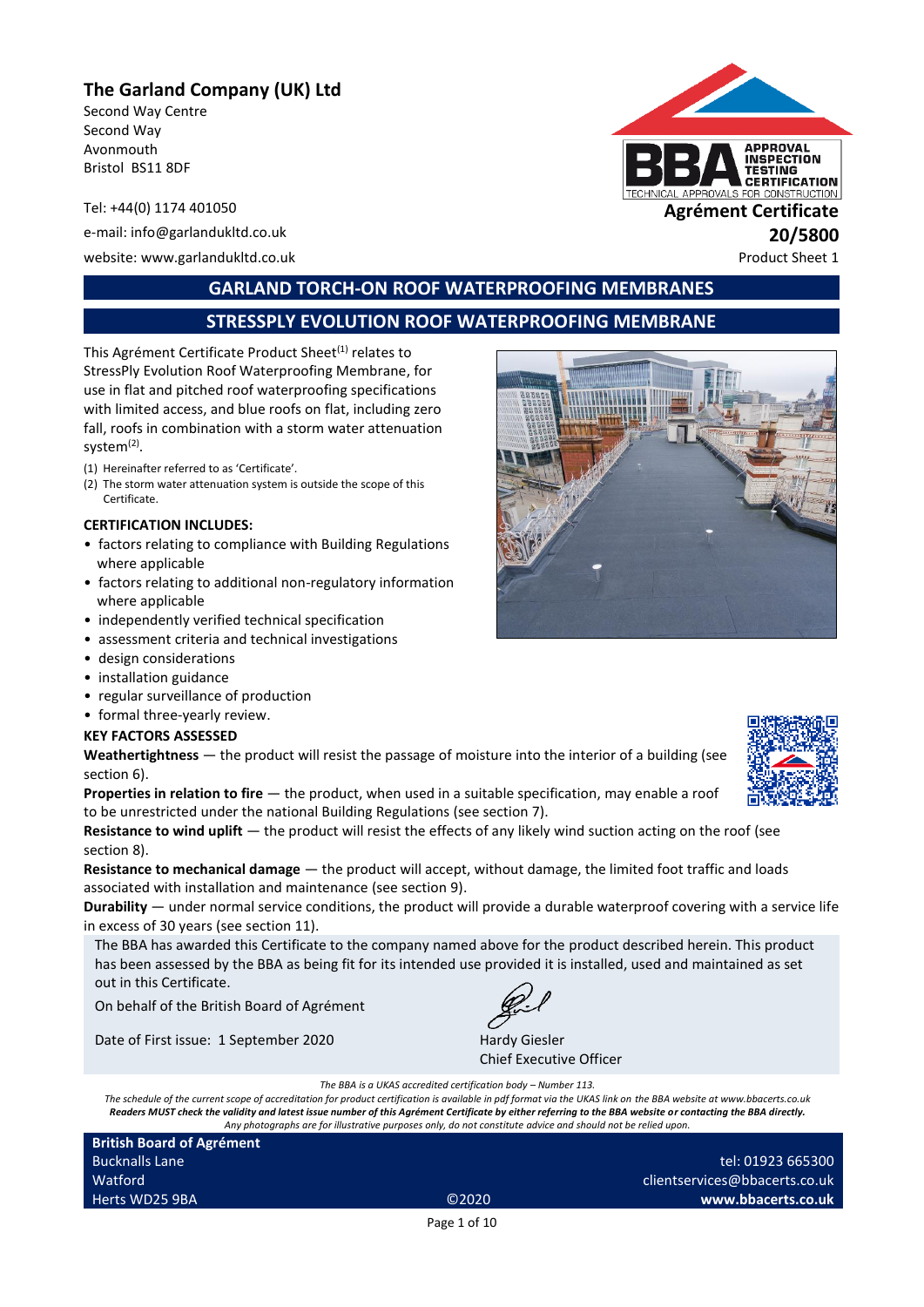# The Garland Company (UK) Ltd

Second Way Centre
Second Way
Avonmouth
Bristol BS11 8DF

Tel: +44(0) 1174 401050

e-mail: info@garlandukltd.co.uk

website: www.garlandukltd.co.uk

**Agrément Certificate**
**20/5800**
Product Sheet 1

## GARLAND TORCH-ON ROOF WATERPROOFING MEMBRANES

## STRESSPLY EVOLUTION ROOF WATERPROOFING MEMBRANE

This Agrément Certificate Product Sheet[1] relates to StressPly Evolution Roof Waterproofing Membrane, for use in flat and pitched roof waterproofing specifications with limited access, and blue roofs on flat, including zero fall, roofs in combination with a storm water attenuation system[2].

(1) Hereinafter referred to as 'Certificate'.
(2) The storm water attenuation system is outside the scope of this Certificate.

**CERTIFICATION INCLUDES:**

- factors relating to compliance with Building Regulations where applicable
- factors relating to additional non-regulatory information where applicable
- independently verified technical specification
- assessment criteria and technical investigations
- design considerations
- installation guidance
- regular surveillance of production
- formal three-yearly review.

**KEY FACTORS ASSESSED**

**Weathertightness** — the product will resist the passage of moisture into the interior of a building (see section 6).

**Properties in relation to fire** — the product, when used in a suitable specification, may enable a roof to be unrestricted under the national Building Regulations (see section 7).

**Resistance to wind uplift** — the product will resist the effects of any likely wind suction acting on the roof (see section 8).

**Resistance to mechanical damage** — the product will accept, without damage, the limited foot traffic and loads associated with installation and maintenance (see section 9).

**Durability** — under normal service conditions, the product will provide a durable waterproof covering with a service life in excess of 30 years (see section 11).

The BBA has awarded this Certificate to the company named above for the product described herein. This product has been assessed by the BBA as being fit for its intended use provided it is installed, used and maintained as set out in this Certificate.

On behalf of the British Board of Agrément

Date of First issue: 1 September 2020

Hardy Giesler
Chief Executive Officer

*The BBA is a UKAS accredited certification body – Number 113.*
*The schedule of the current scope of accreditation for product certification is available in pdf format via the UKAS link on the BBA website at www.bbacerts.co.uk*
***Readers MUST check the validity and latest issue number of this Agrément Certificate by either referring to the BBA website or contacting the BBA directly.***
*Any photographs are for illustrative purposes only, do not constitute advice and should not be relied upon.*

**British Board of Agrément**
Bucknalls Lane
Watford
Herts WD25 9BA

©2020

tel: 01923 665300
clientservices@bbacerts.co.uk
**www.bbacerts.co.uk**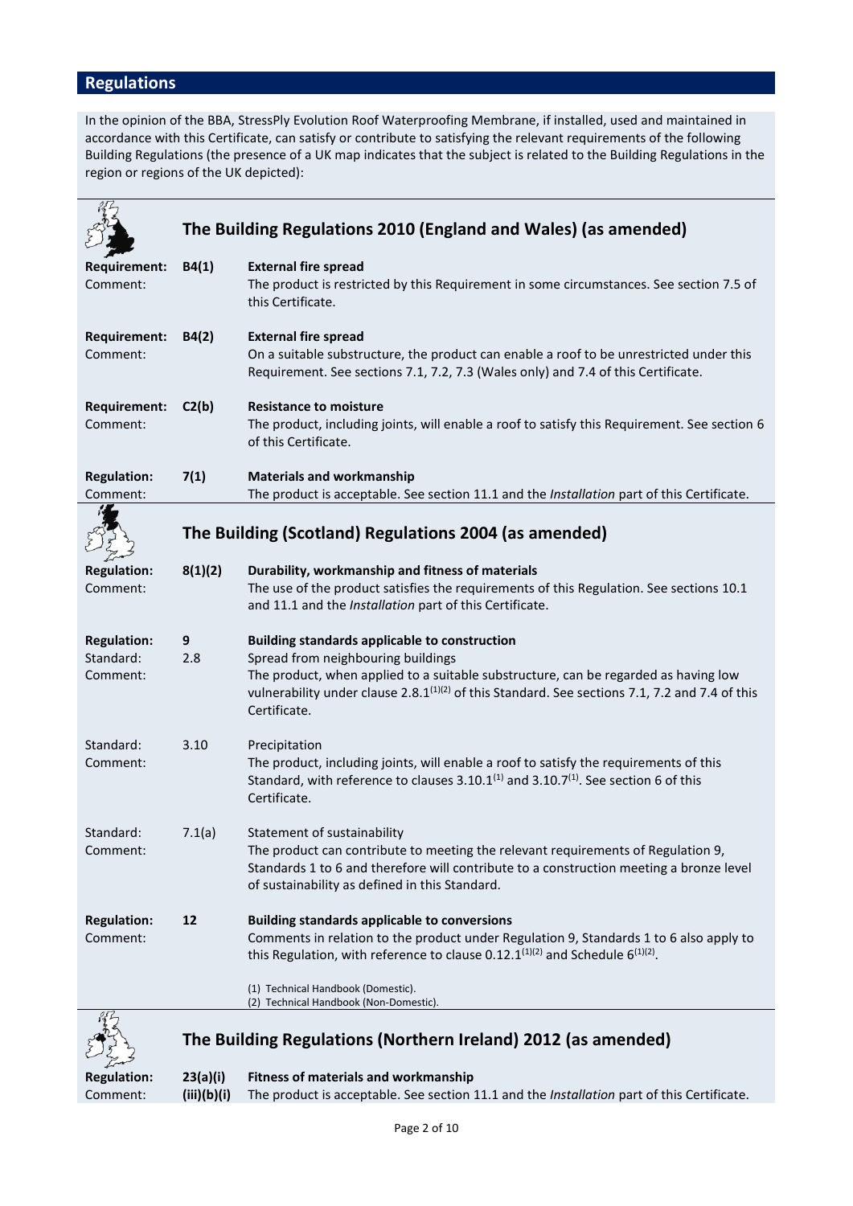## Regulations

In the opinion of the BBA, StressPly Evolution Roof Waterproofing Membrane, if installed, used and maintained in accordance with this Certificate, can satisfy or contribute to satisfying the relevant requirements of the following Building Regulations (the presence of a UK map indicates that the subject is related to the Building Regulations in the region or regions of the UK depicted):

### The Building Regulations 2010 (England and Wales) (as amended)

**Requirement:** **B4(1)** **External fire spread**
Comment: The product is restricted by this Requirement in some circumstances. See section 7.5 of this Certificate.

**Requirement:** **B4(2)** **External fire spread**
Comment: On a suitable substructure, the product can enable a roof to be unrestricted under this Requirement. See sections 7.1, 7.2, 7.3 (Wales only) and 7.4 of this Certificate.

**Requirement:** **C2(b)** **Resistance to moisture**
Comment: The product, including joints, will enable a roof to satisfy this Requirement. See section 6 of this Certificate.

**Regulation:** **7(1)** **Materials and workmanship**
Comment: The product is acceptable. See section 11.1 and the *Installation* part of this Certificate.

### The Building (Scotland) Regulations 2004 (as amended)

**Regulation:** **8(1)(2)** **Durability, workmanship and fitness of materials**
Comment: The use of the product satisfies the requirements of this Regulation. See sections 10.1 and 11.1 and the *Installation* part of this Certificate.

**Regulation:** **9** **Building standards applicable to construction**
Standard: 2.8 Spread from neighbouring buildings
Comment: The product, when applied to a suitable substructure, can be regarded as having low vulnerability under clause 2.8.1[(1)(2)] of this Standard. See sections 7.1, 7.2 and 7.4 of this Certificate.

Standard: 3.10 Precipitation
Comment: The product, including joints, will enable a roof to satisfy the requirements of this Standard, with reference to clauses 3.10.1[(1)] and 3.10.7[(1)]. See section 6 of this Certificate.

Standard: 7.1(a) Statement of sustainability
Comment: The product can contribute to meeting the relevant requirements of Regulation 9, Standards 1 to 6 and therefore will contribute to a construction meeting a bronze level of sustainability as defined in this Standard.

**Regulation:** **12** **Building standards applicable to conversions**
Comment: Comments in relation to the product under Regulation 9, Standards 1 to 6 also apply to this Regulation, with reference to clause 0.12.1[(1)(2)] and Schedule 6[(1)(2)].

(1) Technical Handbook (Domestic).
(2) Technical Handbook (Non-Domestic).

### The Building Regulations (Northern Ireland) 2012 (as amended)

**Regulation:** **23(a)(i)(iii)(b)(i)** **Fitness of materials and workmanship**
Comment: The product is acceptable. See section 11.1 and the *Installation* part of this Certificate.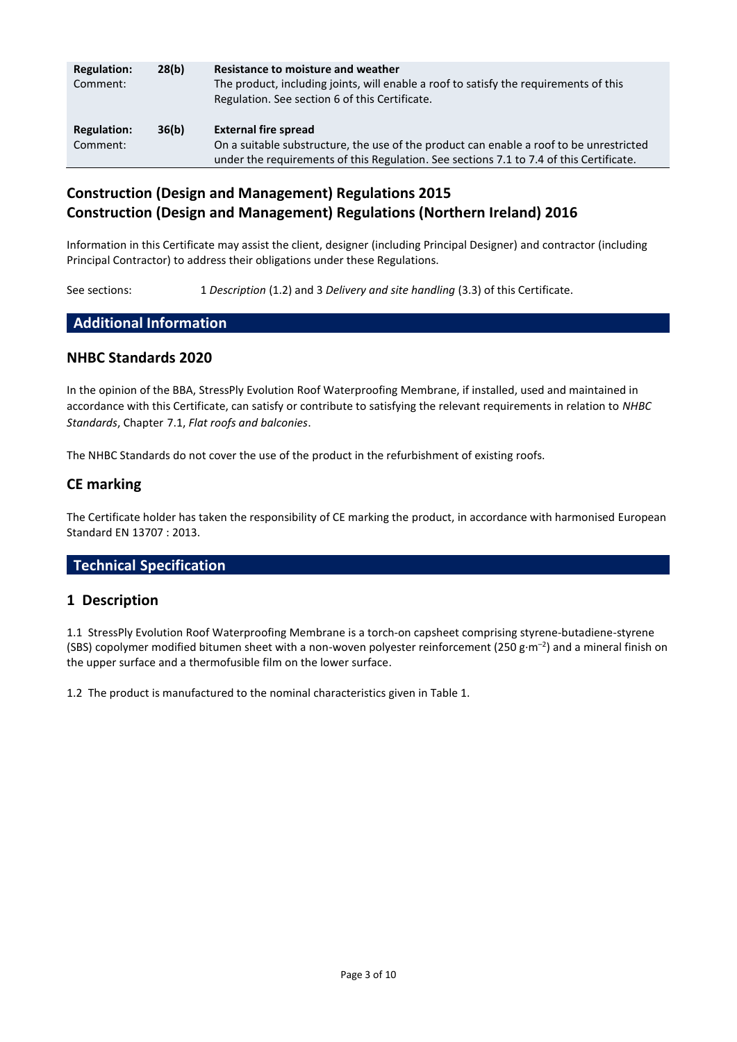| | | |
|---|---|---|
| **Regulation:** | **28(b)** | **Resistance to moisture and weather** |
| Comment: | | The product, including joints, will enable a roof to satisfy the requirements of this Regulation. See section 6 of this Certificate. |
| **Regulation:** | **36(b)** | **External fire spread** |
| Comment: | | On a suitable substructure, the use of the product can enable a roof to be unrestricted under the requirements of this Regulation. See sections 7.1 to 7.4 of this Certificate. |

## Construction (Design and Management) Regulations 2015
## Construction (Design and Management) Regulations (Northern Ireland) 2016

Information in this Certificate may assist the client, designer (including Principal Designer) and contractor (including Principal Contractor) to address their obligations under these Regulations.

See sections: 1 *Description* (1.2) and 3 *Delivery and site handling* (3.3) of this Certificate.

# Additional Information

## NHBC Standards 2020

In the opinion of the BBA, StressPly Evolution Roof Waterproofing Membrane, if installed, used and maintained in accordance with this Certificate, can satisfy or contribute to satisfying the relevant requirements in relation to *NHBC Standards*, Chapter 7.1, *Flat roofs and balconies*.

The NHBC Standards do not cover the use of the product in the refurbishment of existing roofs.

## CE marking

The Certificate holder has taken the responsibility of CE marking the product, in accordance with harmonised European Standard EN 13707 : 2013.

# Technical Specification

## 1 Description

1.1 StressPly Evolution Roof Waterproofing Membrane is a torch-on capsheet comprising styrene-butadiene-styrene (SBS) copolymer modified bitumen sheet with a non-woven polyester reinforcement (250 $g{\cdot}m^{-2}$) and a mineral finish on the upper surface and a thermofusible film on the lower surface.

1.2 The product is manufactured to the nominal characteristics given in Table 1.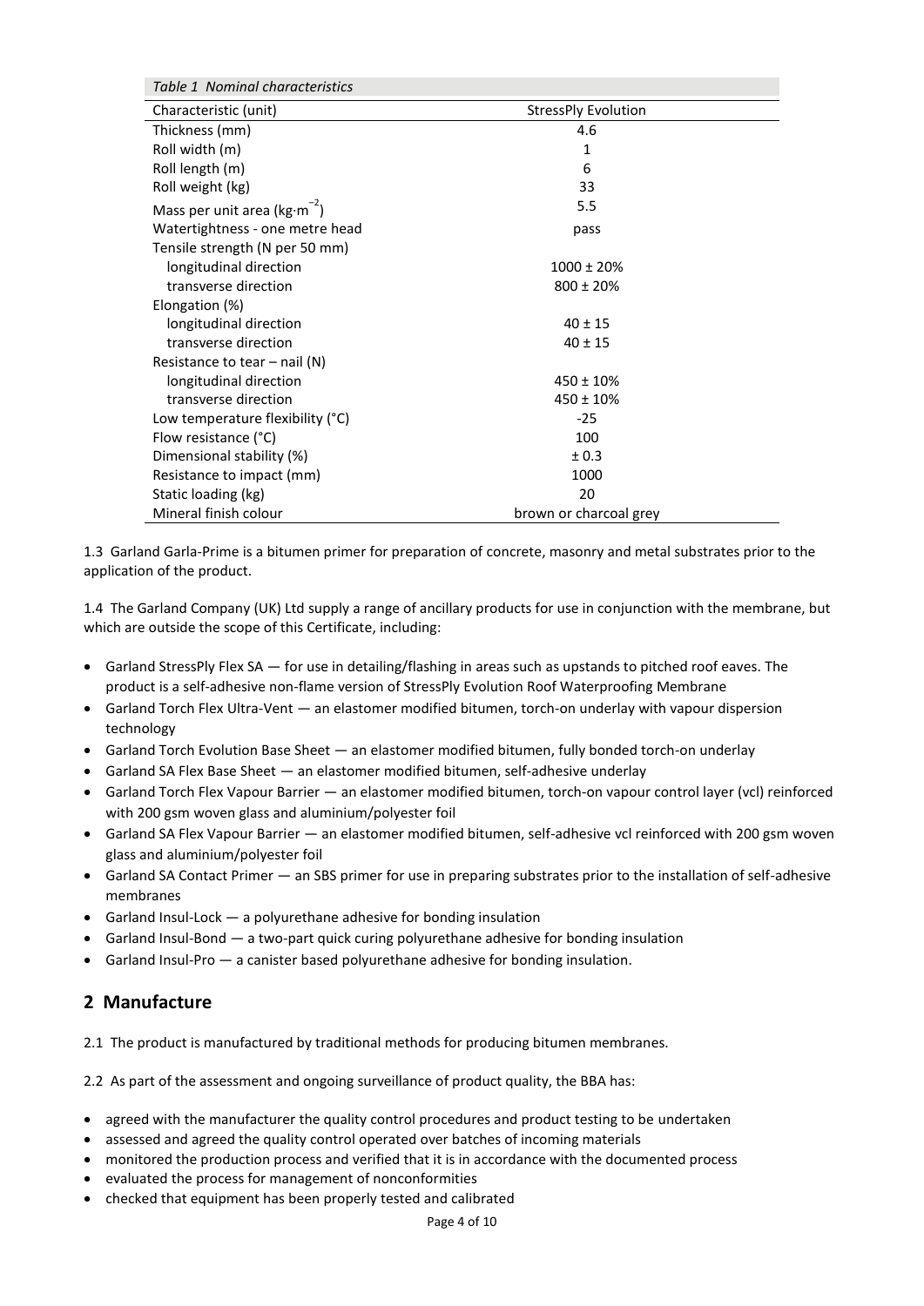*Table 1 Nominal characteristics*

| Characteristic (unit) | StressPly Evolution |
|---|---|
| Thickness (mm) | 4.6 |
| Roll width (m) | 1 |
| Roll length (m) | 6 |
| Roll weight (kg) | 33 |
| Mass per unit area ($kg{\cdot}m^{-2}$) | 5.5 |
| Watertightness - one metre head | pass |
| Tensile strength (N per 50 mm) | |
| longitudinal direction | 1000 ± 20% |
| transverse direction | 800 ± 20% |
| Elongation (%) | |
| longitudinal direction | 40 ± 15 |
| transverse direction | 40 ± 15 |
| Resistance to tear – nail (N) | |
| longitudinal direction | 450 ± 10% |
| transverse direction | 450 ± 10% |
| Low temperature flexibility (°C) | -25 |
| Flow resistance (°C) | 100 |
| Dimensional stability (%) | ± 0.3 |
| Resistance to impact (mm) | 1000 |
| Static loading (kg) | 20 |
| Mineral finish colour | brown or charcoal grey |

1.3 Garland Garla-Prime is a bitumen primer for preparation of concrete, masonry and metal substrates prior to the application of the product.

1.4 The Garland Company (UK) Ltd supply a range of ancillary products for use in conjunction with the membrane, but which are outside the scope of this Certificate, including:

- Garland StressPly Flex SA — for use in detailing/flashing in areas such as upstands to pitched roof eaves. The product is a self-adhesive non-flame version of StressPly Evolution Roof Waterproofing Membrane
- Garland Torch Flex Ultra-Vent — an elastomer modified bitumen, torch-on underlay with vapour dispersion technology
- Garland Torch Evolution Base Sheet — an elastomer modified bitumen, fully bonded torch-on underlay
- Garland SA Flex Base Sheet — an elastomer modified bitumen, self-adhesive underlay
- Garland Torch Flex Vapour Barrier — an elastomer modified bitumen, torch-on vapour control layer (vcl) reinforced with 200 gsm woven glass and aluminium/polyester foil
- Garland SA Flex Vapour Barrier — an elastomer modified bitumen, self-adhesive vcl reinforced with 200 gsm woven glass and aluminium/polyester foil
- Garland SA Contact Primer — an SBS primer for use in preparing substrates prior to the installation of self-adhesive membranes
- Garland Insul-Lock — a polyurethane adhesive for bonding insulation
- Garland Insul-Bond — a two-part quick curing polyurethane adhesive for bonding insulation
- Garland Insul-Pro — a canister based polyurethane adhesive for bonding insulation.

## 2 Manufacture

2.1 The product is manufactured by traditional methods for producing bitumen membranes.

2.2 As part of the assessment and ongoing surveillance of product quality, the BBA has:

- agreed with the manufacturer the quality control procedures and product testing to be undertaken
- assessed and agreed the quality control operated over batches of incoming materials
- monitored the production process and verified that it is in accordance with the documented process
- evaluated the process for management of nonconformities
- checked that equipment has been properly tested and calibrated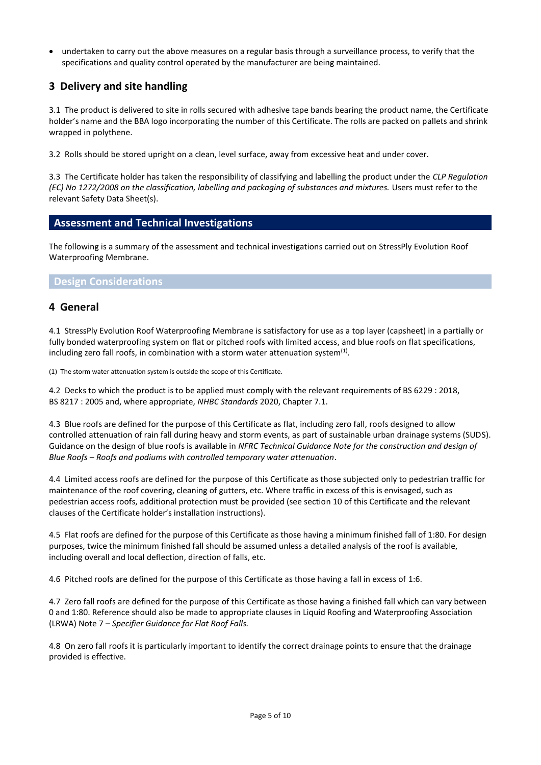- undertaken to carry out the above measures on a regular basis through a surveillance process, to verify that the specifications and quality control operated by the manufacturer are being maintained.

## 3 Delivery and site handling

3.1 The product is delivered to site in rolls secured with adhesive tape bands bearing the product name, the Certificate holder's name and the BBA logo incorporating the number of this Certificate. The rolls are packed on pallets and shrink wrapped in polythene.

3.2 Rolls should be stored upright on a clean, level surface, away from excessive heat and under cover.

3.3 The Certificate holder has taken the responsibility of classifying and labelling the product under the *CLP Regulation (EC) No 1272/2008 on the classification, labelling and packaging of substances and mixtures.* Users must refer to the relevant Safety Data Sheet(s).

# Assessment and Technical Investigations

The following is a summary of the assessment and technical investigations carried out on StressPly Evolution Roof Waterproofing Membrane.

## Design Considerations

## 4 General

4.1 StressPly Evolution Roof Waterproofing Membrane is satisfactory for use as a top layer (capsheet) in a partially or fully bonded waterproofing system on flat or pitched roofs with limited access, and blue roofs on flat specifications, including zero fall roofs, in combination with a storm water attenuation system[1].

(1) The storm water attenuation system is outside the scope of this Certificate.

4.2 Decks to which the product is to be applied must comply with the relevant requirements of BS 6229 : 2018, BS 8217 : 2005 and, where appropriate, *NHBC Standards* 2020, Chapter 7.1.

4.3 Blue roofs are defined for the purpose of this Certificate as flat, including zero fall, roofs designed to allow controlled attenuation of rain fall during heavy and storm events, as part of sustainable urban drainage systems (SUDS). Guidance on the design of blue roofs is available in *NFRC Technical Guidance Note for the construction and design of Blue Roofs – Roofs and podiums with controlled temporary water attenuation*.

4.4 Limited access roofs are defined for the purpose of this Certificate as those subjected only to pedestrian traffic for maintenance of the roof covering, cleaning of gutters, etc. Where traffic in excess of this is envisaged, such as pedestrian access roofs, additional protection must be provided (see section 10 of this Certificate and the relevant clauses of the Certificate holder's installation instructions).

4.5 Flat roofs are defined for the purpose of this Certificate as those having a minimum finished fall of 1:80. For design purposes, twice the minimum finished fall should be assumed unless a detailed analysis of the roof is available, including overall and local deflection, direction of falls, etc.

4.6 Pitched roofs are defined for the purpose of this Certificate as those having a fall in excess of 1:6.

4.7 Zero fall roofs are defined for the purpose of this Certificate as those having a finished fall which can vary between 0 and 1:80. Reference should also be made to appropriate clauses in Liquid Roofing and Waterproofing Association (LRWA) Note 7 – *Specifier Guidance for Flat Roof Falls.*

4.8 On zero fall roofs it is particularly important to identify the correct drainage points to ensure that the drainage provided is effective.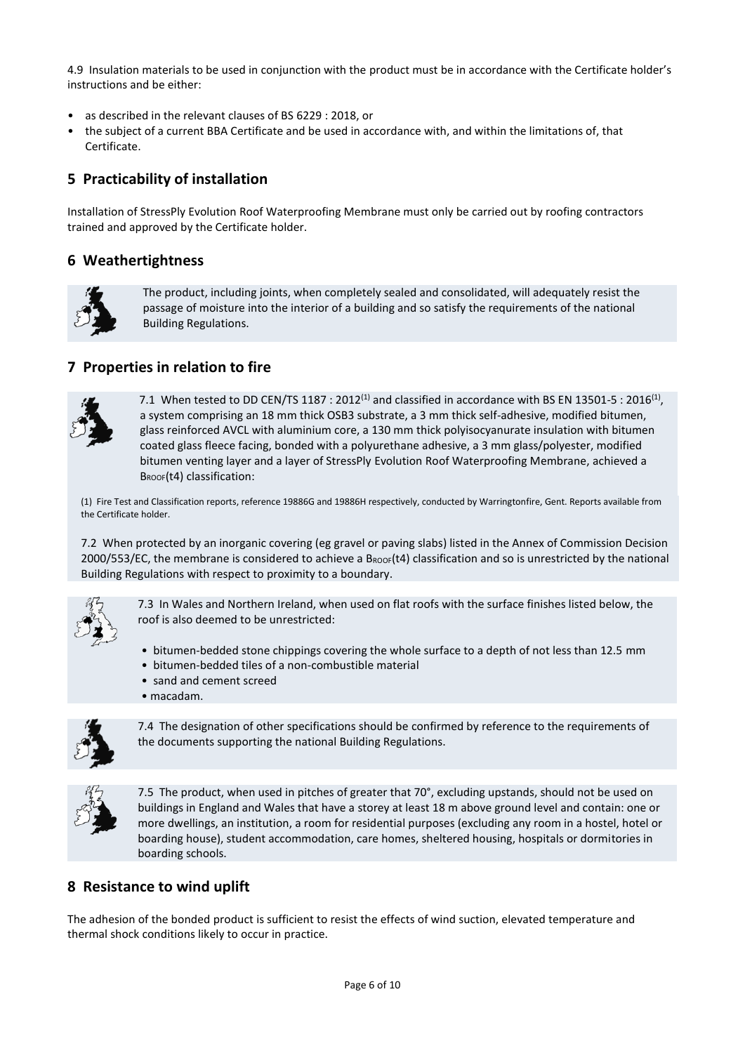4.9 Insulation materials to be used in conjunction with the product must be in accordance with the Certificate holder's instructions and be either:

- as described in the relevant clauses of BS 6229 : 2018, or
- the subject of a current BBA Certificate and be used in accordance with, and within the limitations of, that Certificate.

## 5 Practicability of installation

Installation of StressPly Evolution Roof Waterproofing Membrane must only be carried out by roofing contractors trained and approved by the Certificate holder.

## 6 Weathertightness

The product, including joints, when completely sealed and consolidated, will adequately resist the passage of moisture into the interior of a building and so satisfy the requirements of the national Building Regulations.

## 7 Properties in relation to fire

7.1 When tested to DD CEN/TS 1187 : 2012[1] and classified in accordance with BS EN 13501-5 : 2016[1], a system comprising an 18 mm thick OSB3 substrate, a 3 mm thick self-adhesive, modified bitumen, glass reinforced AVCL with aluminium core, a 130 mm thick polyisocyanurate insulation with bitumen coated glass fleece facing, bonded with a polyurethane adhesive, a 3 mm glass/polyester, modified bitumen venting layer and a layer of StressPly Evolution Roof Waterproofing Membrane, achieved a $B_{ROOF}(t4)$ classification:

(1) Fire Test and Classification reports, reference 19886G and 19886H respectively, conducted by Warringtonfire, Gent. Reports available from the Certificate holder.

7.2 When protected by an inorganic covering (eg gravel or paving slabs) listed in the Annex of Commission Decision 2000/553/EC, the membrane is considered to achieve a $B_{ROOF}(t4)$ classification and so is unrestricted by the national Building Regulations with respect to proximity to a boundary.

7.3 In Wales and Northern Ireland, when used on flat roofs with the surface finishes listed below, the roof is also deemed to be unrestricted:

- bitumen-bedded stone chippings covering the whole surface to a depth of not less than 12.5 mm
- bitumen-bedded tiles of a non-combustible material
- sand and cement screed
- macadam.

7.4 The designation of other specifications should be confirmed by reference to the requirements of the documents supporting the national Building Regulations.

7.5 The product, when used in pitches of greater that 70°, excluding upstands, should not be used on buildings in England and Wales that have a storey at least 18 m above ground level and contain: one or more dwellings, an institution, a room for residential purposes (excluding any room in a hostel, hotel or boarding house), student accommodation, care homes, sheltered housing, hospitals or dormitories in boarding schools.

## 8 Resistance to wind uplift

The adhesion of the bonded product is sufficient to resist the effects of wind suction, elevated temperature and thermal shock conditions likely to occur in practice.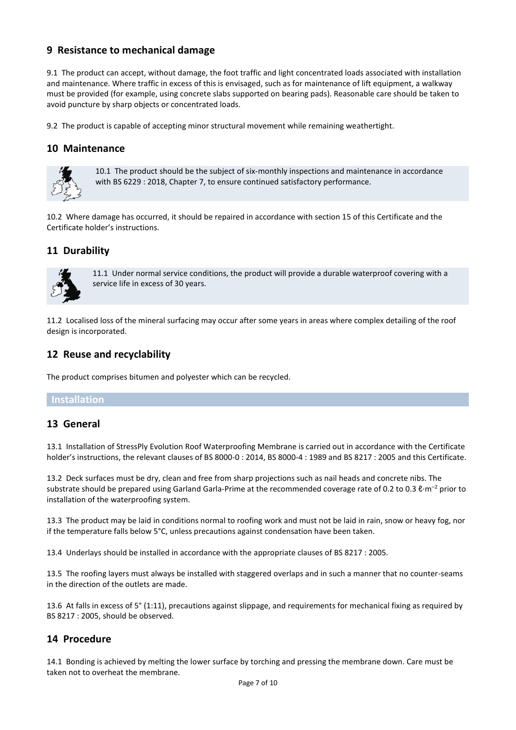## 9 Resistance to mechanical damage

9.1 The product can accept, without damage, the foot traffic and light concentrated loads associated with installation and maintenance. Where traffic in excess of this is envisaged, such as for maintenance of lift equipment, a walkway must be provided (for example, using concrete slabs supported on bearing pads). Reasonable care should be taken to avoid puncture by sharp objects or concentrated loads.

9.2 The product is capable of accepting minor structural movement while remaining weathertight.

## 10 Maintenance

10.1 The product should be the subject of six-monthly inspections and maintenance in accordance with BS 6229 : 2018, Chapter 7, to ensure continued satisfactory performance.

10.2 Where damage has occurred, it should be repaired in accordance with section 15 of this Certificate and the Certificate holder's instructions.

## 11 Durability

11.1 Under normal service conditions, the product will provide a durable waterproof covering with a service life in excess of 30 years.

11.2 Localised loss of the mineral surfacing may occur after some years in areas where complex detailing of the roof design is incorporated.

## 12 Reuse and recyclability

The product comprises bitumen and polyester which can be recycled.

# Installation

## 13 General

13.1 Installation of StressPly Evolution Roof Waterproofing Membrane is carried out in accordance with the Certificate holder's instructions, the relevant clauses of BS 8000-0 : 2014, BS 8000-4 : 1989 and BS 8217 : 2005 and this Certificate.

13.2 Deck surfaces must be dry, clean and free from sharp projections such as nail heads and concrete nibs. The substrate should be prepared using Garland Garla-Prime at the recommended coverage rate of 0.2 to 0.3 $\ell \cdot m^{-2}$ prior to installation of the waterproofing system.

13.3 The product may be laid in conditions normal to roofing work and must not be laid in rain, snow or heavy fog, nor if the temperature falls below 5°C, unless precautions against condensation have been taken.

13.4 Underlays should be installed in accordance with the appropriate clauses of BS 8217 : 2005.

13.5 The roofing layers must always be installed with staggered overlaps and in such a manner that no counter-seams in the direction of the outlets are made.

13.6 At falls in excess of 5° (1:11), precautions against slippage, and requirements for mechanical fixing as required by BS 8217 : 2005, should be observed.

## 14 Procedure

14.1 Bonding is achieved by melting the lower surface by torching and pressing the membrane down. Care must be taken not to overheat the membrane.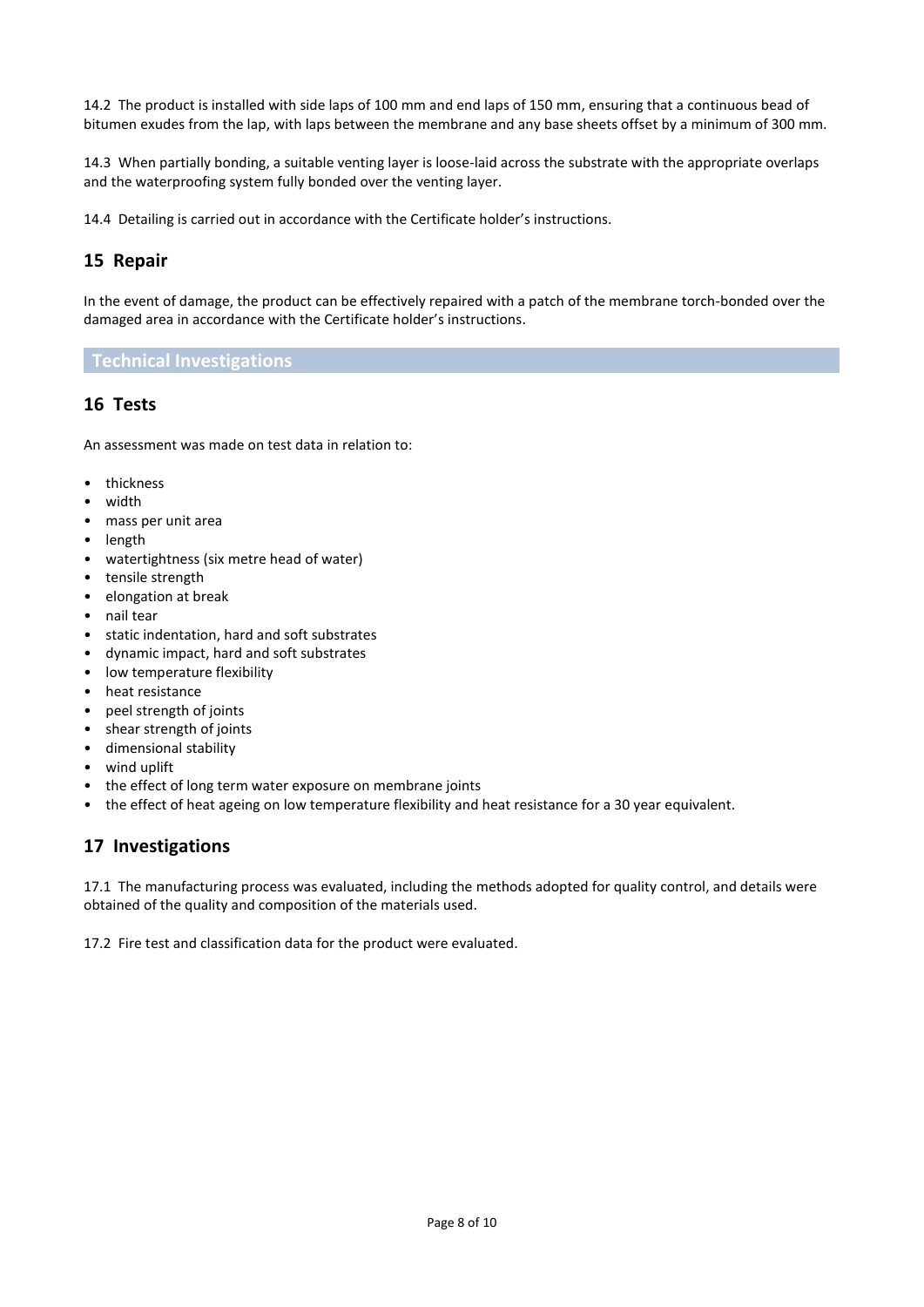14.2 The product is installed with side laps of 100 mm and end laps of 150 mm, ensuring that a continuous bead of bitumen exudes from the lap, with laps between the membrane and any base sheets offset by a minimum of 300 mm.

14.3 When partially bonding, a suitable venting layer is loose-laid across the substrate with the appropriate overlaps and the waterproofing system fully bonded over the venting layer.

14.4 Detailing is carried out in accordance with the Certificate holder's instructions.

## 15 Repair

In the event of damage, the product can be effectively repaired with a patch of the membrane torch-bonded over the damaged area in accordance with the Certificate holder's instructions.

# Technical Investigations

## 16 Tests

An assessment was made on test data in relation to:

- thickness
- width
- mass per unit area
- length
- watertightness (six metre head of water)
- tensile strength
- elongation at break
- nail tear
- static indentation, hard and soft substrates
- dynamic impact, hard and soft substrates
- low temperature flexibility
- heat resistance
- peel strength of joints
- shear strength of joints
- dimensional stability
- wind uplift
- the effect of long term water exposure on membrane joints
- the effect of heat ageing on low temperature flexibility and heat resistance for a 30 year equivalent.

## 17 Investigations

17.1 The manufacturing process was evaluated, including the methods adopted for quality control, and details were obtained of the quality and composition of the materials used.

17.2 Fire test and classification data for the product were evaluated.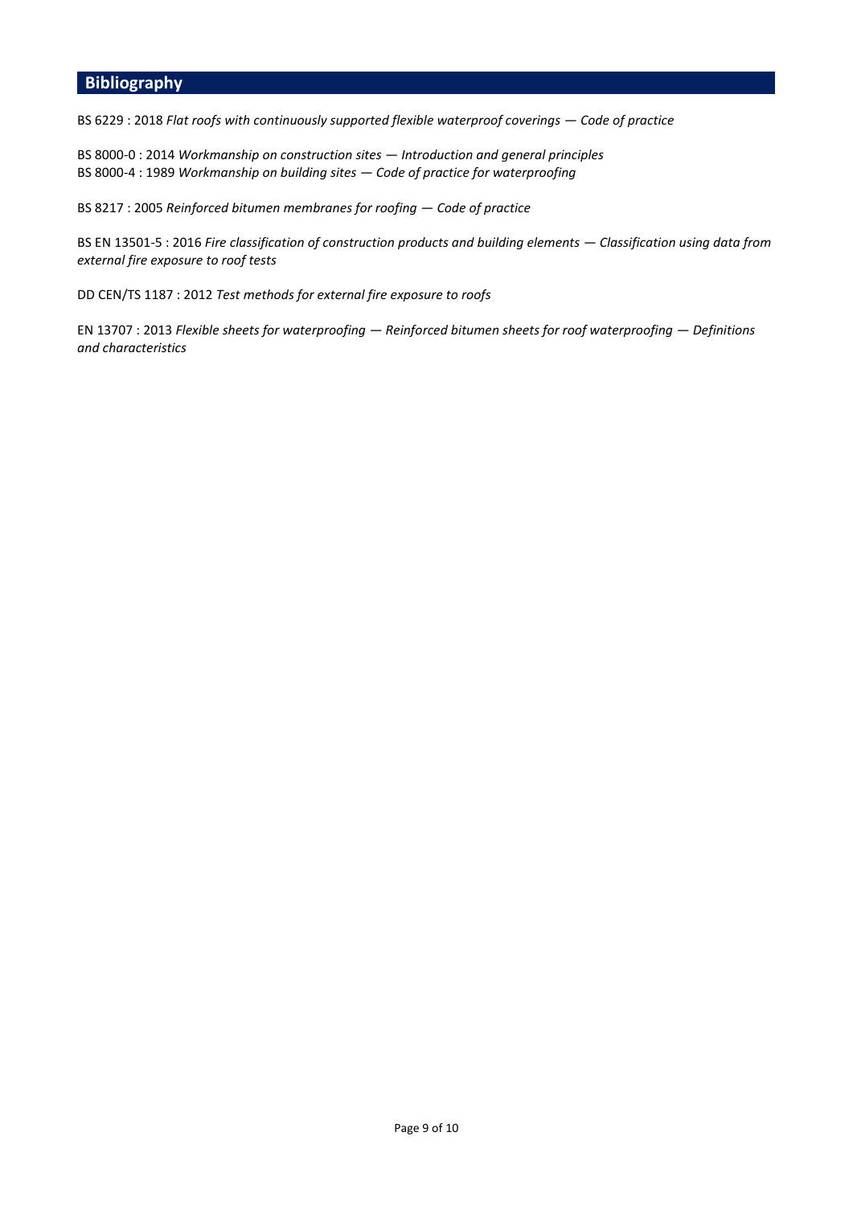## Bibliography

BS 6229 : 2018 *Flat roofs with continuously supported flexible waterproof coverings — Code of practice*

BS 8000-0 : 2014 *Workmanship on construction sites — Introduction and general principles*
BS 8000-4 : 1989 *Workmanship on building sites — Code of practice for waterproofing*

BS 8217 : 2005 *Reinforced bitumen membranes for roofing — Code of practice*

BS EN 13501-5 : 2016 *Fire classification of construction products and building elements — Classification using data from external fire exposure to roof tests*

DD CEN/TS 1187 : 2012 *Test methods for external fire exposure to roofs*

EN 13707 : 2013 *Flexible sheets for waterproofing — Reinforced bitumen sheets for roof waterproofing — Definitions and characteristics*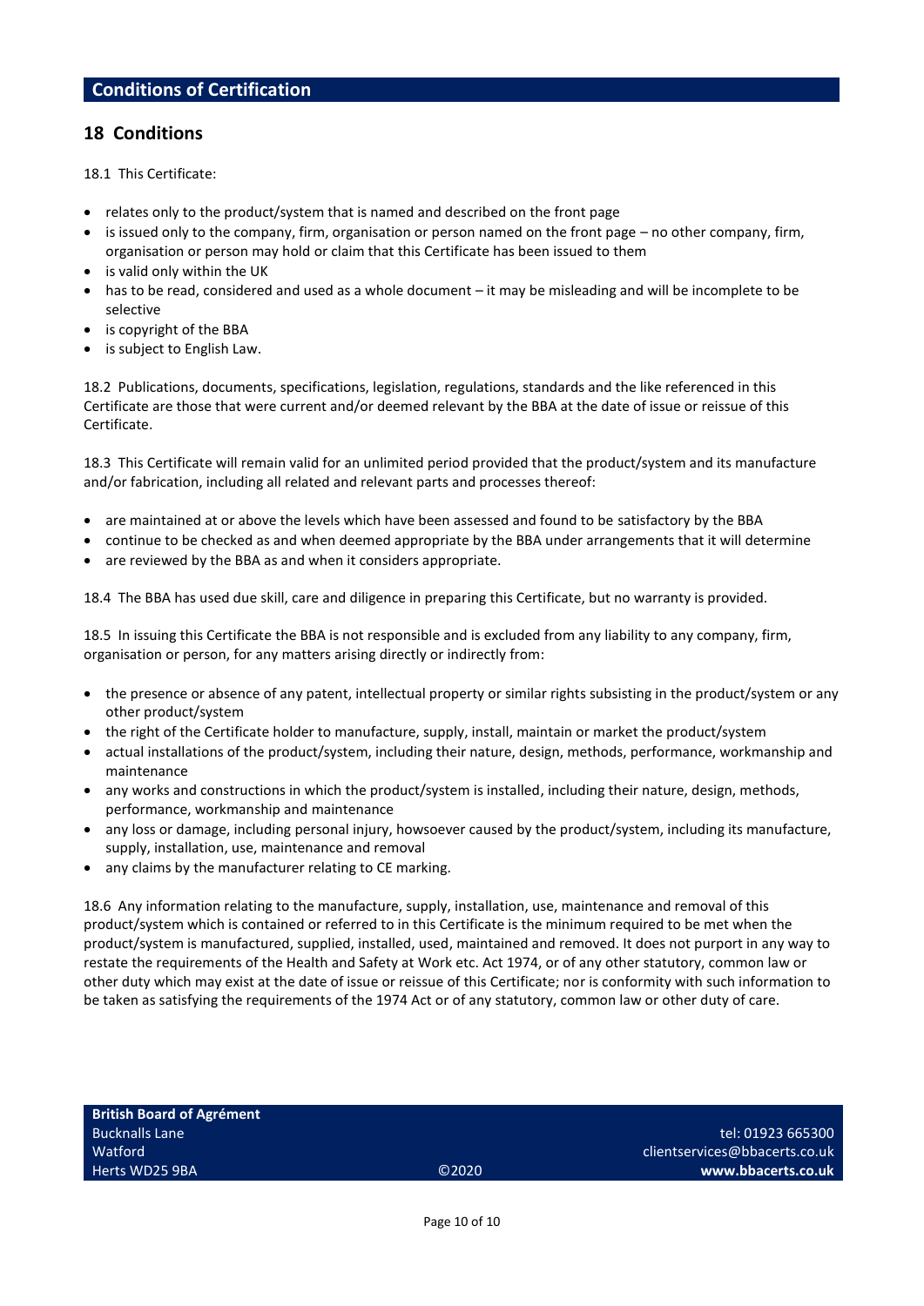## Conditions of Certification

### 18 Conditions

18.1 This Certificate:

- relates only to the product/system that is named and described on the front page
- is issued only to the company, firm, organisation or person named on the front page – no other company, firm, organisation or person may hold or claim that this Certificate has been issued to them
- is valid only within the UK
- has to be read, considered and used as a whole document – it may be misleading and will be incomplete to be selective
- is copyright of the BBA
- is subject to English Law.

18.2 Publications, documents, specifications, legislation, regulations, standards and the like referenced in this Certificate are those that were current and/or deemed relevant by the BBA at the date of issue or reissue of this Certificate.

18.3 This Certificate will remain valid for an unlimited period provided that the product/system and its manufacture and/or fabrication, including all related and relevant parts and processes thereof:

- are maintained at or above the levels which have been assessed and found to be satisfactory by the BBA
- continue to be checked as and when deemed appropriate by the BBA under arrangements that it will determine
- are reviewed by the BBA as and when it considers appropriate.

18.4 The BBA has used due skill, care and diligence in preparing this Certificate, but no warranty is provided.

18.5 In issuing this Certificate the BBA is not responsible and is excluded from any liability to any company, firm, organisation or person, for any matters arising directly or indirectly from:

- the presence or absence of any patent, intellectual property or similar rights subsisting in the product/system or any other product/system
- the right of the Certificate holder to manufacture, supply, install, maintain or market the product/system
- actual installations of the product/system, including their nature, design, methods, performance, workmanship and maintenance
- any works and constructions in which the product/system is installed, including their nature, design, methods, performance, workmanship and maintenance
- any loss or damage, including personal injury, howsoever caused by the product/system, including its manufacture, supply, installation, use, maintenance and removal
- any claims by the manufacturer relating to CE marking.

18.6 Any information relating to the manufacture, supply, installation, use, maintenance and removal of this product/system which is contained or referred to in this Certificate is the minimum required to be met when the product/system is manufactured, supplied, installed, used, maintained and removed. It does not purport in any way to restate the requirements of the Health and Safety at Work etc. Act 1974, or of any other statutory, common law or other duty which may exist at the date of issue or reissue of this Certificate; nor is conformity with such information to be taken as satisfying the requirements of the 1974 Act or of any statutory, common law or other duty of care.

**British Board of Agrément**
Bucknalls Lane
Watford
Herts WD25 9BA

©2020

tel: 01923 665300
clientservices@bbacerts.co.uk
**www.bbacerts.co.uk**